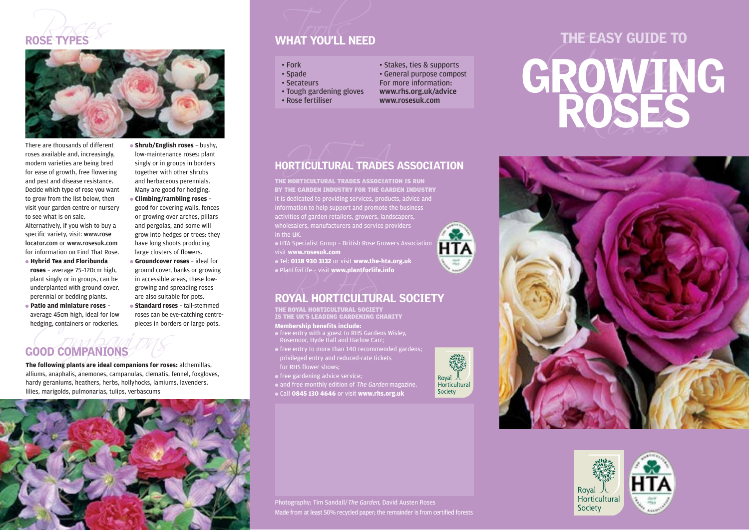## ROSE TYPES

There are thousands of different roses available and, increasingly, modern varieties are being bred for ease of growth, free flowering and pest and disease resistance. Decide which type of rose you want to grow from the list below, then visit your garden centre or nursery to see what is on sale. Alternatively, if you wish to buy a specific variety, visit: **www.roselocator.com** or **www.rosesuk.com** for information on Find That Rose.

- **Hybrid Tea and Floribunda roses** – average 75-120cm high, plant singly or in groups, can be underplanted with ground cover, perennial or bedding plants.
- **Patio and miniature roses** – average 45cm high, ideal for low hedging, containers or rockeries.
- **Shrub/English roses** – bushy, low-maintenance roses: plant singly or in groups in borders together with other shrubs and herbaceous perennials. Many are good for hedging.
- **Climbing/rambling roses** – good for covering walls, fences or growing over arches, pillars and pergolas, and some will grow into hedges or trees: they have long shoots producing large clusters of flowers.
- **Groundcover roses** – ideal for ground cover, banks or growing in accessible areas, these low-growing and spreading roses are also suitable for pots.
- **Standard roses** – tall-stemmed roses can be eye-catching centre-pieces in borders or large pots.

## GOOD COMPANIONS

**The following plants are ideal companions for roses:** alchemillas, alliums, anaphalis, anemones, campanulas, clematis, fennel, foxgloves, hardy geraniums, heathers, herbs, hollyhocks, lamiums, lavenders, lilies, marigolds, pulmonarias, tulips, verbascums

## WHAT YOU'LL NEED

- Fork
- Spade
- Secateurs
- Tough gardening gloves
- Rose fertiliser
- Stakes, ties & supports
- General purpose compost

For more information:
www.rhs.org.uk/advice
www.rosesuk.com

## HORTICULTURAL TRADES ASSOCIATION

**THE HORTICULTURAL TRADES ASSOCIATION IS RUN BY THE GARDEN INDUSTRY FOR THE GARDEN INDUSTRY**

It is dedicated to providing services, products, advice and information to help support and promote the business activities of garden retailers, growers, landscapers, wholesalers, manufacturers and service providers in the UK.

- HTA Specialist Group – British Rose Growers Association visit **www.rosesuk.com**
- Tel: **0118 930 3132** or visit **www.the-hta.org.uk**
- Plant*for*Life – visit **www.plantforlife.info**

## ROYAL HORTICULTURAL SOCIETY

**THE ROYAL HORTICULTURAL SOCIETY IS THE UK'S LEADING GARDENING CHARITY**

**Membership benefits include:**

- free entry with a guest to RHS Gardens Wisley, Rosemoor, Hyde Hall and Harlow Carr;
- free entry to more than 140 recommended gardens; privileged entry and reduced-rate tickets for RHS flower shows;
- free gardening advice service;
- and free monthly edition of *The Garden* magazine.
- Call **0845 130 4646** or visit **www.rhs.org.uk**

Photography: Tim Sandall/*The Garden*, David Austen Roses
Made from at least 50% recycled paper; the remainder is from certified forests

# THE EASY GUIDE TO GROWING ROSES

Royal Horticultural Society

HTA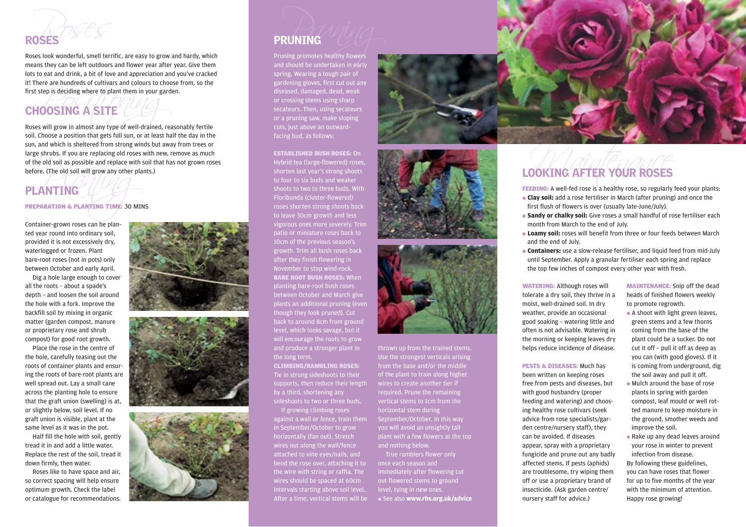## ROSES

Roses look wonderful, smell terrific, are easy to grow and hardy, which means they can be left outdoors and flower year after year. Give them lots to eat and drink, a bit of love and appreciation and you've cracked it! There are hundreds of cultivars and colours to choose from, so the first step is deciding where to plant them in your garden.

## CHOOSING A SITE

Roses will grow in almost any type of well-drained, reasonably fertile soil. Choose a position that gets full sun, or at least half the day in the sun, and which is sheltered from strong winds but away from trees or large shrubs. If you are replacing old roses with new, remove as much of the old soil as possible and replace with soil that has not grown roses before. (The old soil will grow any other plants.)

## PLANTING

**PREPARATION & PLANTING TIME:** 30 MINS

Container-grown roses can be planted year round into ordinary soil, provided it is not excessively dry, waterlogged or frozen. Plant bare-root roses (not in pots) only between October and early April.

Dig a hole large enough to cover all the roots – about a spade's depth – and loosen the soil around the hole with a fork. Improve the backfill soil by mixing in organic matter (garden compost, manure or proprietary rose and shrub compost) for good root growth.

Place the rose in the centre of the hole, carefully teasing out the roots of container plants and ensuring the roots of bare-root plants are well spread out. Lay a small cane across the planting hole to ensure that the graft union (swelling) is at, or slightly below, soil level. If no graft union is visible, plant at the same level as it was in the pot.

Half fill the hole with soil, gently tread it in and add a little water. Replace the rest of the soil, tread it down firmly, then water.

Roses like to have space and air, so correct spacing will help ensure optimum growth. Check the label or catalogue for recommendations.

## PRUNING

Pruning promotes healthy flowers and should be undertaken in early spring. Wearing a tough pair of gardening gloves, first cut out any diseased, damaged, dead, weak or crossing stems using sharp secateurs. Then, using secateurs or a pruning saw, make sloping cuts, just above an outward-facing bud, as follows:

**ESTABLISHED BUSH ROSES:** On Hybrid tea (large-flowered) roses, shorten last year's strong shoots to four to six buds and weaker shoots to two to three buds. With Floribunda (cluster-flowered) roses shorten strong shoots back to leave 30cm growth and less vigorous ones more severely. Trim patio or miniature roses back to 10cm of the previous season's growth. Trim all bush roses back after they finish flowering in November to stop wind-rock.

**BARE ROOT BUSH ROSES:** When planting bare-root bush roses between October and March give plants an additional pruning (even though they look pruned). Cut back to around 8cm from ground level, which looks savage, but it will encourage the roots to grow and produce a stronger plant in the long term.

**CLIMBING/RAMBLING ROSES:** Tie in strong sideshoots to their supports, then reduce their length by a third, shortening any sideshoots to two or three buds.

If growing climbing roses against a wall or fence, train them in September/October to grow horizontally (fan out). Stretch wires out along the wall/fence attached to vine eyes/nails, and bend the rose over, attaching it to the wire with string or raffia. The wires should be spaced at 60cm intervals starting above soil level. After a time, vertical stems will be thrown up from the trained stems. Use the strongest verticals arising from the base and/or the middle of the plant to train along higher wires to create another tier if required. Prune the remaining vertical stems to 1cm from the horizontal stem during September/October. In this way you will avoid an unsightly tall plant with a few flowers at the top and nothing below.

True ramblers flower only once each season and immediately after flowering cut out flowered stems to ground level, tying in new ones.

- See also **www.rhs.org.uk/advice**

## LOOKING AFTER YOUR ROSES

**FEEDING:** A well-fed rose is a healthy rose, so regularly feed your plants:

- **Clay soil:** add a rose fertiliser in March (after pruning) and once the first flush of flowers is over (usually late-June/July).
- **Sandy or chalky soil:** Give roses a small handful of rose fertiliser each month from March to the end of July.
- **Loamy soil:** roses will benefit from three or four feeds between March and the end of July.
- **Containers:** use a slow-release fertiliser, and liquid feed from mid-July until September. Apply a granular fertiliser each spring and replace the top few inches of compost every other year with fresh.

**WATERING:** Although roses will tolerate a dry soil, they thrive in a moist, well-drained soil. In dry weather, provide an occasional good soaking – watering little and often is not advisable. Watering in the morning or keeping leaves dry helps reduce incidence of disease.

**PESTS & DISEASES:** Much has been written on keeping roses free from pests and diseases, but with good husbandry (proper feeding and watering) and choosing healthy rose cultivars (seek advice from rose specialists/garden centre/nursery staff), they can be avoided. If diseases appear, spray with a proprietary fungicide and prune out any badly affected stems. If pests (aphids) are troublesome, try wiping them off or use a proprietary brand of insecticide. (Ask garden centre/nursery staff for advice.)

**MAINTENANCE:** Snip off the dead heads of finished flowers weekly to promote regrowth.

- A shoot with light green leaves, green stems and a few thorns coming from the base of the plant could be a sucker. Do not cut it off – pull it off as deep as you can (with good gloves). If it is coming from underground, dig the soil away and pull it off.
- Mulch around the base of rose plants in spring with garden compost, leaf mould or well rotted manure to keep moisture in the ground, smother weeds and improve the soil.
- Rake up any dead leaves around your rose in winter to prevent infection from disease.

By following these guidelines, you can have roses that flower for up to five months of the year with the minimum of attention. Happy rose growing!